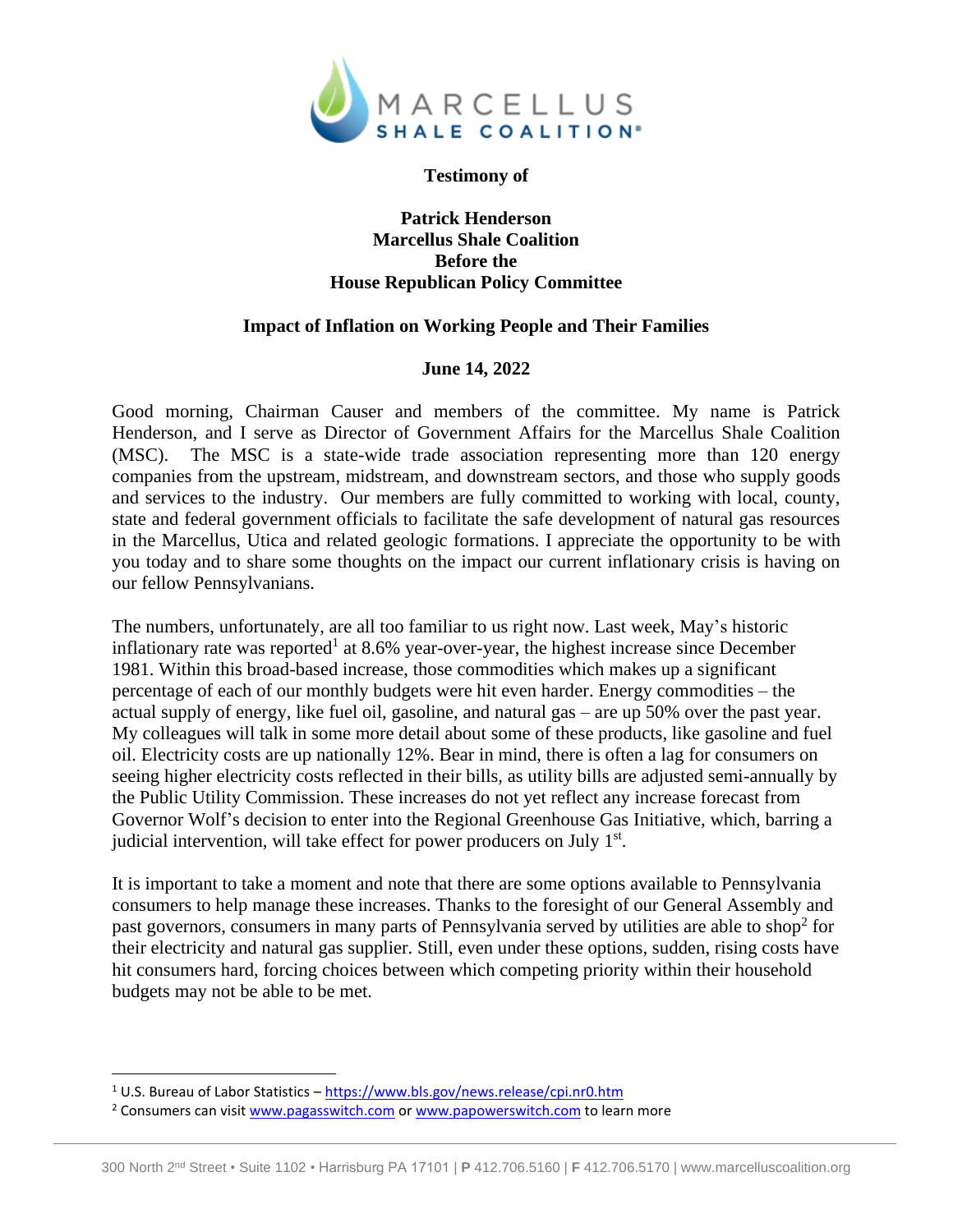**Testimony of**

**Patrick Henderson**
**Marcellus Shale Coalition**
**Before the**
**House Republican Policy Committee**

**Impact of Inflation on Working People and Their Families**

**June 14, 2022**

Good morning, Chairman Causer and members of the committee. My name is Patrick Henderson, and I serve as Director of Government Affairs for the Marcellus Shale Coalition (MSC). The MSC is a state-wide trade association representing more than 120 energy companies from the upstream, midstream, and downstream sectors, and those who supply goods and services to the industry. Our members are fully committed to working with local, county, state and federal government officials to facilitate the safe development of natural gas resources in the Marcellus, Utica and related geologic formations. I appreciate the opportunity to be with you today and to share some thoughts on the impact our current inflationary crisis is having on our fellow Pennsylvanians.

The numbers, unfortunately, are all too familiar to us right now. Last week, May's historic inflationary rate was reported[1] at 8.6% year-over-year, the highest increase since December 1981. Within this broad-based increase, those commodities which makes up a significant percentage of each of our monthly budgets were hit even harder. Energy commodities – the actual supply of energy, like fuel oil, gasoline, and natural gas – are up 50% over the past year. My colleagues will talk in some more detail about some of these products, like gasoline and fuel oil. Electricity costs are up nationally 12%. Bear in mind, there is often a lag for consumers on seeing higher electricity costs reflected in their bills, as utility bills are adjusted semi-annually by the Public Utility Commission. These increases do not yet reflect any increase forecast from Governor Wolf's decision to enter into the Regional Greenhouse Gas Initiative, which, barring a judicial intervention, will take effect for power producers on July 1st.

It is important to take a moment and note that there are some options available to Pennsylvania consumers to help manage these increases. Thanks to the foresight of our General Assembly and past governors, consumers in many parts of Pennsylvania served by utilities are able to shop[2] for their electricity and natural gas supplier. Still, even under these options, sudden, rising costs have hit consumers hard, forcing choices between which competing priority within their household budgets may not be able to be met.

---

[1] U.S. Bureau of Labor Statistics – https://www.bls.gov/news.release/cpi.nr0.htm

[2] Consumers can visit www.pagasswitch.com or www.papowerswitch.com to learn more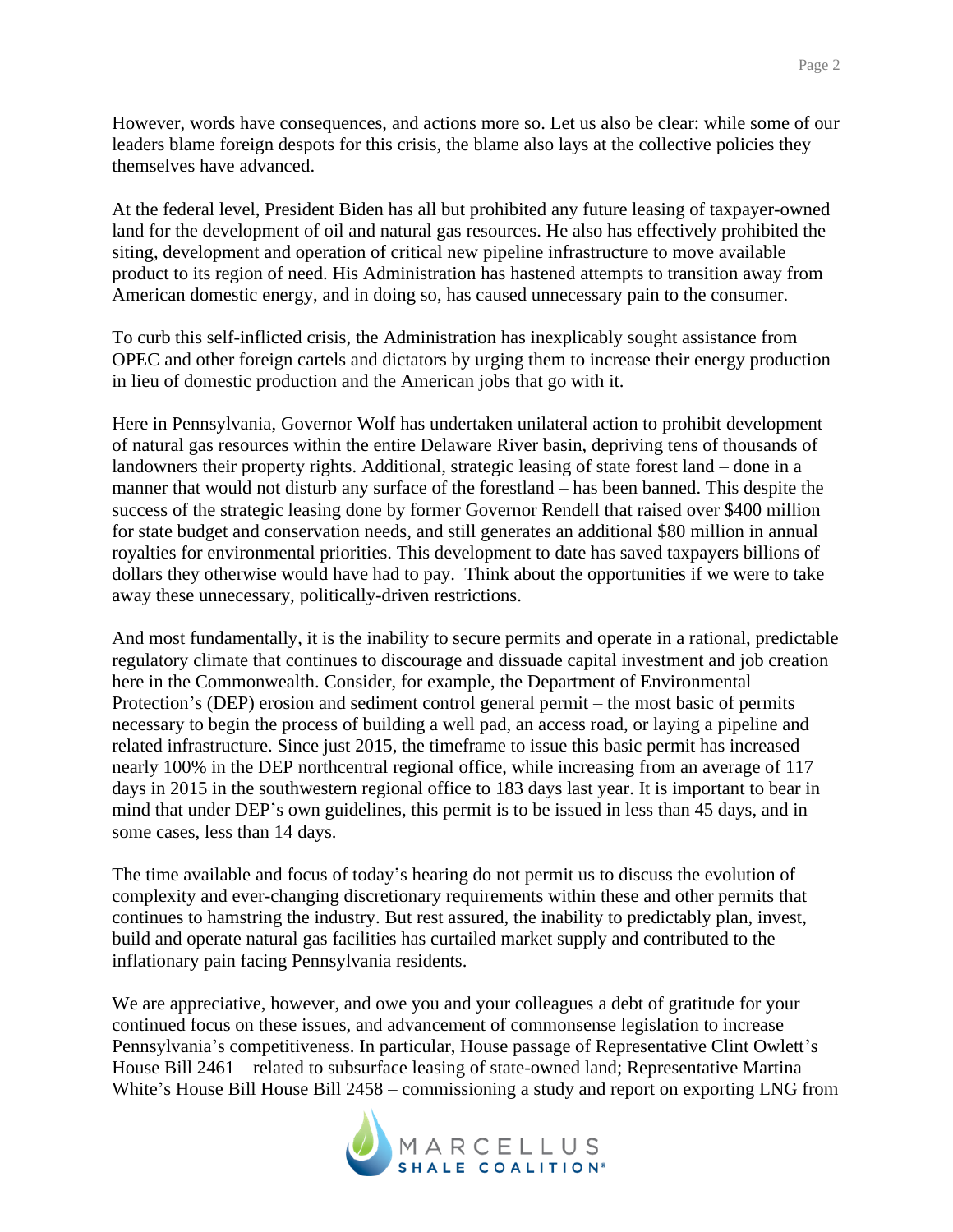However, words have consequences, and actions more so. Let us also be clear: while some of our leaders blame foreign despots for this crisis, the blame also lays at the collective policies they themselves have advanced.

At the federal level, President Biden has all but prohibited any future leasing of taxpayer-owned land for the development of oil and natural gas resources. He also has effectively prohibited the siting, development and operation of critical new pipeline infrastructure to move available product to its region of need. His Administration has hastened attempts to transition away from American domestic energy, and in doing so, has caused unnecessary pain to the consumer.

To curb this self-inflicted crisis, the Administration has inexplicably sought assistance from OPEC and other foreign cartels and dictators by urging them to increase their energy production in lieu of domestic production and the American jobs that go with it.

Here in Pennsylvania, Governor Wolf has undertaken unilateral action to prohibit development of natural gas resources within the entire Delaware River basin, depriving tens of thousands of landowners their property rights. Additional, strategic leasing of state forest land – done in a manner that would not disturb any surface of the forestland – has been banned. This despite the success of the strategic leasing done by former Governor Rendell that raised over $400 million for state budget and conservation needs, and still generates an additional $80 million in annual royalties for environmental priorities. This development to date has saved taxpayers billions of dollars they otherwise would have had to pay. Think about the opportunities if we were to take away these unnecessary, politically-driven restrictions.

And most fundamentally, it is the inability to secure permits and operate in a rational, predictable regulatory climate that continues to discourage and dissuade capital investment and job creation here in the Commonwealth. Consider, for example, the Department of Environmental Protection's (DEP) erosion and sediment control general permit – the most basic of permits necessary to begin the process of building a well pad, an access road, or laying a pipeline and related infrastructure. Since just 2015, the timeframe to issue this basic permit has increased nearly 100% in the DEP northcentral regional office, while increasing from an average of 117 days in 2015 in the southwestern regional office to 183 days last year. It is important to bear in mind that under DEP's own guidelines, this permit is to be issued in less than 45 days, and in some cases, less than 14 days.

The time available and focus of today's hearing do not permit us to discuss the evolution of complexity and ever-changing discretionary requirements within these and other permits that continues to hamstring the industry. But rest assured, the inability to predictably plan, invest, build and operate natural gas facilities has curtailed market supply and contributed to the inflationary pain facing Pennsylvania residents.

We are appreciative, however, and owe you and your colleagues a debt of gratitude for your continued focus on these issues, and advancement of commonsense legislation to increase Pennsylvania's competitiveness. In particular, House passage of Representative Clint Owlett's House Bill 2461 – related to subsurface leasing of state-owned land; Representative Martina White's House Bill House Bill 2458 – commissioning a study and report on exporting LNG from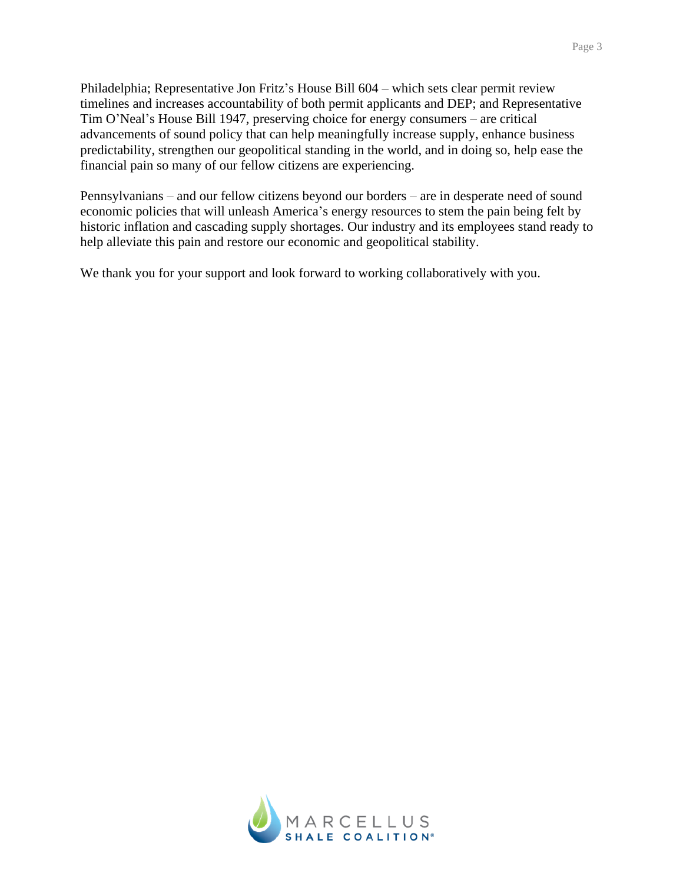Philadelphia; Representative Jon Fritz's House Bill 604 – which sets clear permit review timelines and increases accountability of both permit applicants and DEP; and Representative Tim O'Neal's House Bill 1947, preserving choice for energy consumers – are critical advancements of sound policy that can help meaningfully increase supply, enhance business predictability, strengthen our geopolitical standing in the world, and in doing so, help ease the financial pain so many of our fellow citizens are experiencing.

Pennsylvanians – and our fellow citizens beyond our borders – are in desperate need of sound economic policies that will unleash America's energy resources to stem the pain being felt by historic inflation and cascading supply shortages. Our industry and its employees stand ready to help alleviate this pain and restore our economic and geopolitical stability.

We thank you for your support and look forward to working collaboratively with you.

MARCELLUS SHALE COALITION®